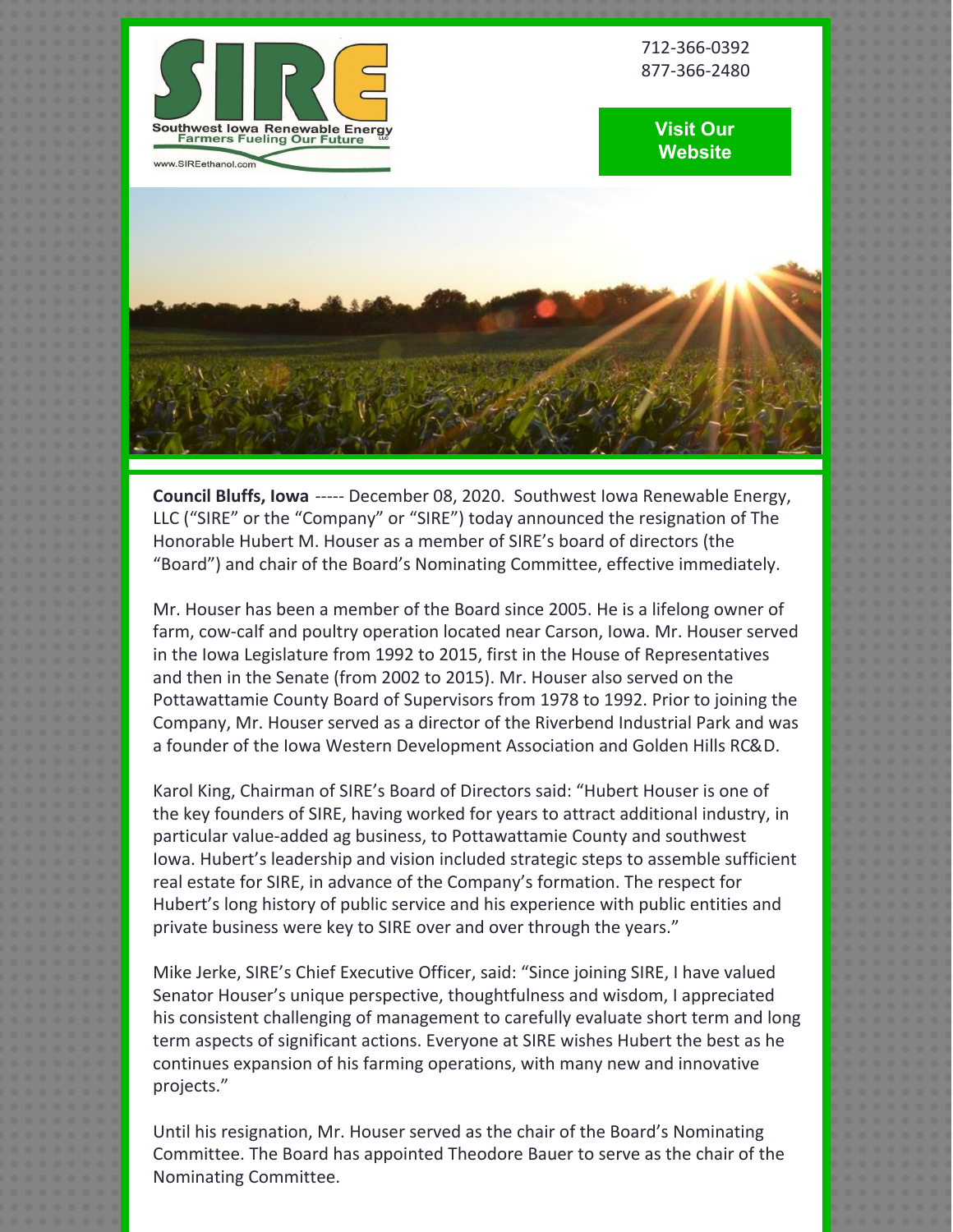SIRE

Southwest Iowa Renewable Energy
Farmers Fueling Our Future

www.SIREethanol.com

712-366-0392
877-366-2480

Visit Our Website

**Council Bluffs, Iowa** ----- December 08, 2020. Southwest Iowa Renewable Energy, LLC ("SIRE" or the "Company" or "SIRE") today announced the resignation of The Honorable Hubert M. Houser as a member of SIRE's board of directors (the "Board") and chair of the Board's Nominating Committee, effective immediately.

Mr. Houser has been a member of the Board since 2005. He is a lifelong owner of farm, cow-calf and poultry operation located near Carson, Iowa. Mr. Houser served in the Iowa Legislature from 1992 to 2015, first in the House of Representatives and then in the Senate (from 2002 to 2015). Mr. Houser also served on the Pottawattamie County Board of Supervisors from 1978 to 1992. Prior to joining the Company, Mr. Houser served as a director of the Riverbend Industrial Park and was a founder of the Iowa Western Development Association and Golden Hills RC&D.

Karol King, Chairman of SIRE's Board of Directors said: "Hubert Houser is one of the key founders of SIRE, having worked for years to attract additional industry, in particular value-added ag business, to Pottawattamie County and southwest Iowa. Hubert's leadership and vision included strategic steps to assemble sufficient real estate for SIRE, in advance of the Company's formation. The respect for Hubert's long history of public service and his experience with public entities and private business were key to SIRE over and over through the years."

Mike Jerke, SIRE's Chief Executive Officer, said: "Since joining SIRE, I have valued Senator Houser's unique perspective, thoughtfulness and wisdom, I appreciated his consistent challenging of management to carefully evaluate short term and long term aspects of significant actions. Everyone at SIRE wishes Hubert the best as he continues expansion of his farming operations, with many new and innovative projects."

Until his resignation, Mr. Houser served as the chair of the Board's Nominating Committee. The Board has appointed Theodore Bauer to serve as the chair of the Nominating Committee.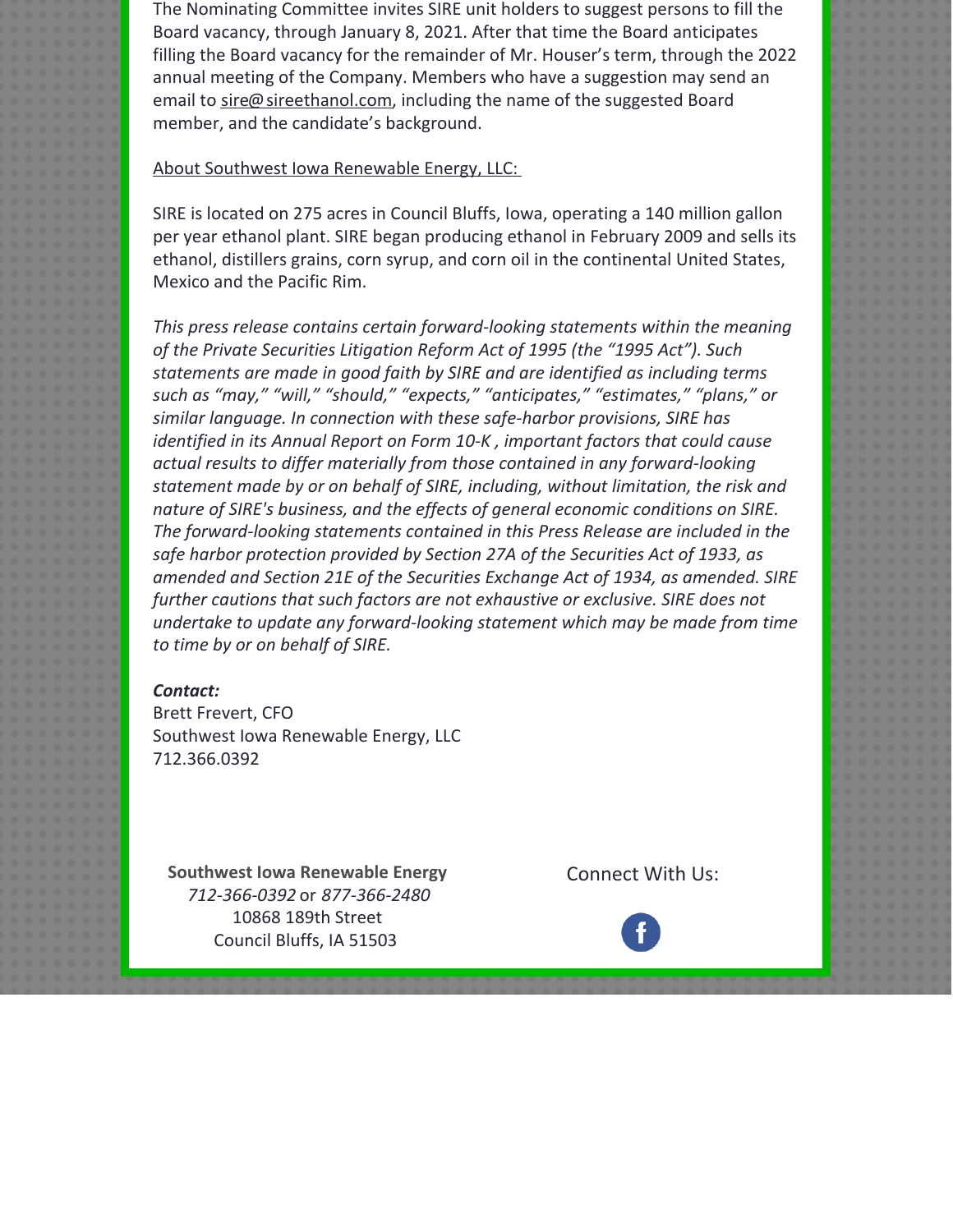The Nominating Committee invites SIRE unit holders to suggest persons to fill the Board vacancy, through January 8, 2021. After that time the Board anticipates filling the Board vacancy for the remainder of Mr. Houser's term, through the 2022 annual meeting of the Company. Members who have a suggestion may send an email to sire@sireethanol.com, including the name of the suggested Board member, and the candidate's background.

About Southwest Iowa Renewable Energy, LLC:

SIRE is located on 275 acres in Council Bluffs, Iowa, operating a 140 million gallon per year ethanol plant. SIRE began producing ethanol in February 2009 and sells its ethanol, distillers grains, corn syrup, and corn oil in the continental United States, Mexico and the Pacific Rim.

*This press release contains certain forward-looking statements within the meaning of the Private Securities Litigation Reform Act of 1995 (the "1995 Act"). Such statements are made in good faith by SIRE and are identified as including terms such as "may," "will," "should," "expects," "anticipates," "estimates," "plans," or similar language. In connection with these safe-harbor provisions, SIRE has identified in its Annual Report on Form 10-K , important factors that could cause actual results to differ materially from those contained in any forward-looking statement made by or on behalf of SIRE, including, without limitation, the risk and nature of SIRE's business, and the effects of general economic conditions on SIRE. The forward-looking statements contained in this Press Release are included in the safe harbor protection provided by Section 27A of the Securities Act of 1933, as amended and Section 21E of the Securities Exchange Act of 1934, as amended. SIRE further cautions that such factors are not exhaustive or exclusive. SIRE does not undertake to update any forward-looking statement which may be made from time to time by or on behalf of SIRE.*

***Contact:***
Brett Frevert, CFO
Southwest Iowa Renewable Energy, LLC
712.366.0392

**Southwest Iowa Renewable Energy**
*712-366-0392* or *877-366-2480*
10868 189th Street
Council Bluffs, IA 51503

Connect With Us: